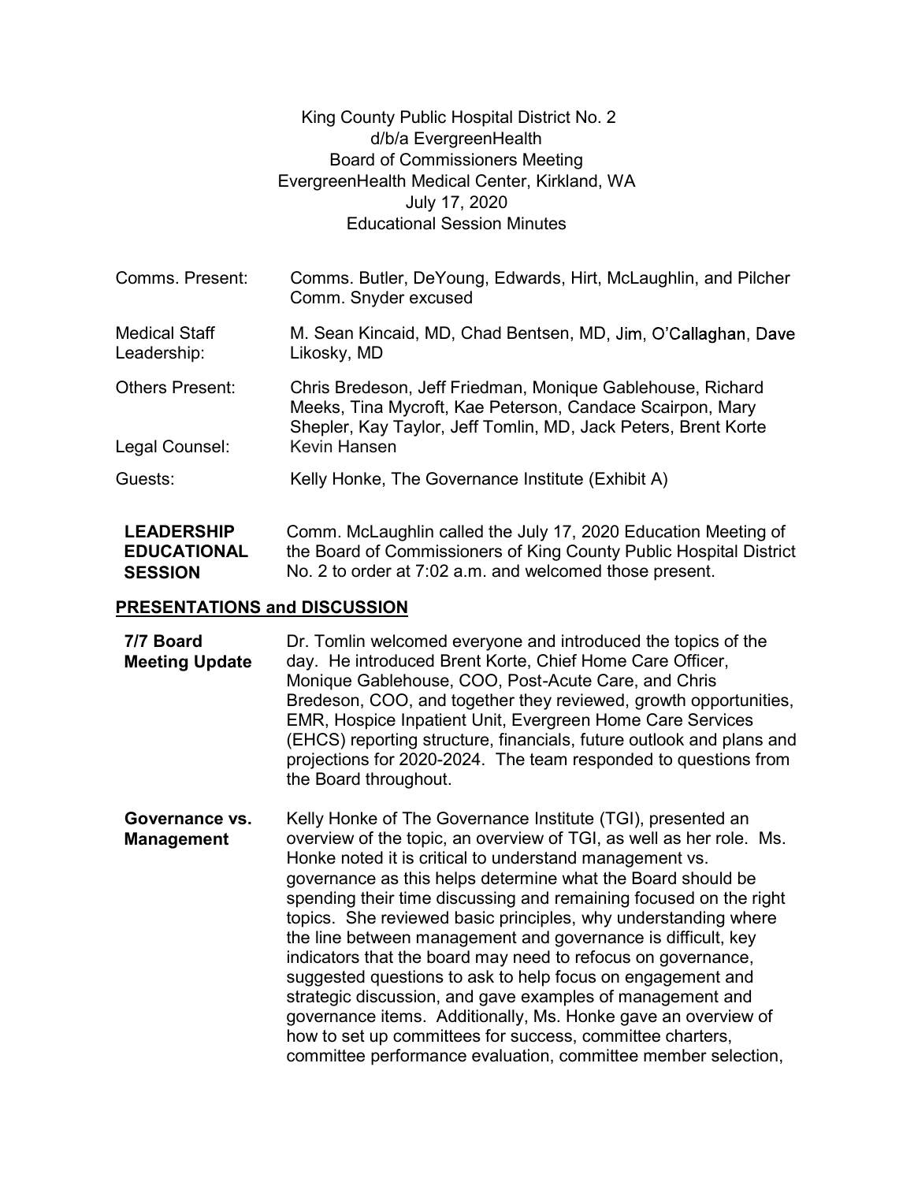King County Public Hospital District No. 2
d/b/a EvergreenHealth
Board of Commissioners Meeting
EvergreenHealth Medical Center, Kirkland, WA
July 17, 2020
Educational Session Minutes

| | |
|---|---|
| Comms. Present: | Comms. Butler, DeYoung, Edwards, Hirt, McLaughlin, and Pilcher<br>Comm. Snyder excused |
| Medical Staff Leadership: | M. Sean Kincaid, MD, Chad Bentsen, MD, Jim, O'Callaghan, Dave Likosky, MD |
| Others Present: | Chris Bredeson, Jeff Friedman, Monique Gablehouse, Richard Meeks, Tina Mycroft, Kae Peterson, Candace Scairpon, Mary Shepler, Kay Taylor, Jeff Tomlin, MD, Jack Peters, Brent Korte |
| Legal Counsel: | Kevin Hansen |
| Guests: | Kelly Honke, The Governance Institute (Exhibit A) |

**LEADERSHIP EDUCATIONAL SESSION**

Comm. McLaughlin called the July 17, 2020 Education Meeting of the Board of Commissioners of King County Public Hospital District No. 2 to order at 7:02 a.m. and welcomed those present.

## PRESENTATIONS and DISCUSSION

**7/7 Board Meeting Update**

Dr. Tomlin welcomed everyone and introduced the topics of the day. He introduced Brent Korte, Chief Home Care Officer, Monique Gablehouse, COO, Post-Acute Care, and Chris Bredeson, COO, and together they reviewed, growth opportunities, EMR, Hospice Inpatient Unit, Evergreen Home Care Services (EHCS) reporting structure, financials, future outlook and plans and projections for 2020-2024. The team responded to questions from the Board throughout.

**Governance vs. Management**

Kelly Honke of The Governance Institute (TGI), presented an overview of the topic, an overview of TGI, as well as her role. Ms. Honke noted it is critical to understand management vs. governance as this helps determine what the Board should be spending their time discussing and remaining focused on the right topics. She reviewed basic principles, why understanding where the line between management and governance is difficult, key indicators that the board may need to refocus on governance, suggested questions to ask to help focus on engagement and strategic discussion, and gave examples of management and governance items. Additionally, Ms. Honke gave an overview of how to set up committees for success, committee charters, committee performance evaluation, committee member selection,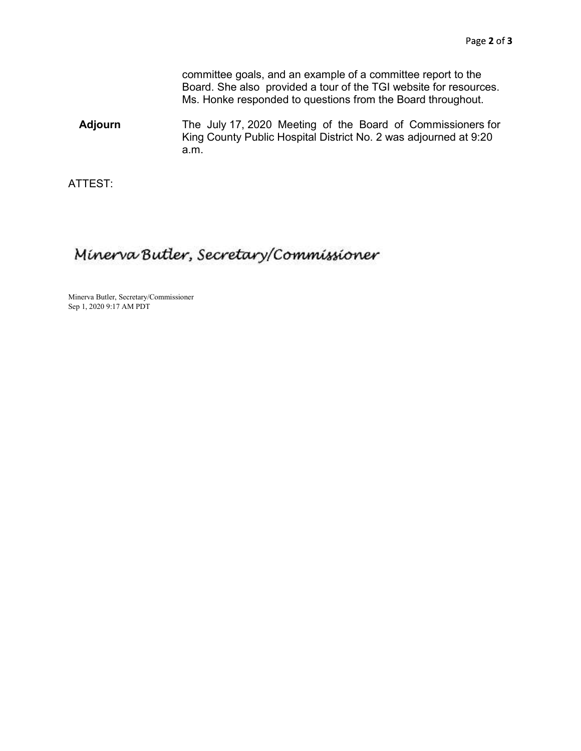committee goals, and an example of a committee report to the Board. She also provided a tour of the TGI website for resources. Ms. Honke responded to questions from the Board throughout.

**Adjourn** The July 17, 2020 Meeting of the Board of Commissioners for King County Public Hospital District No. 2 was adjourned at 9:20 a.m.

ATTEST:

*Minerva Butler, Secretary/Commissioner*

Minerva Butler, Secretary/Commissioner
Sep 1, 2020 9:17 AM PDT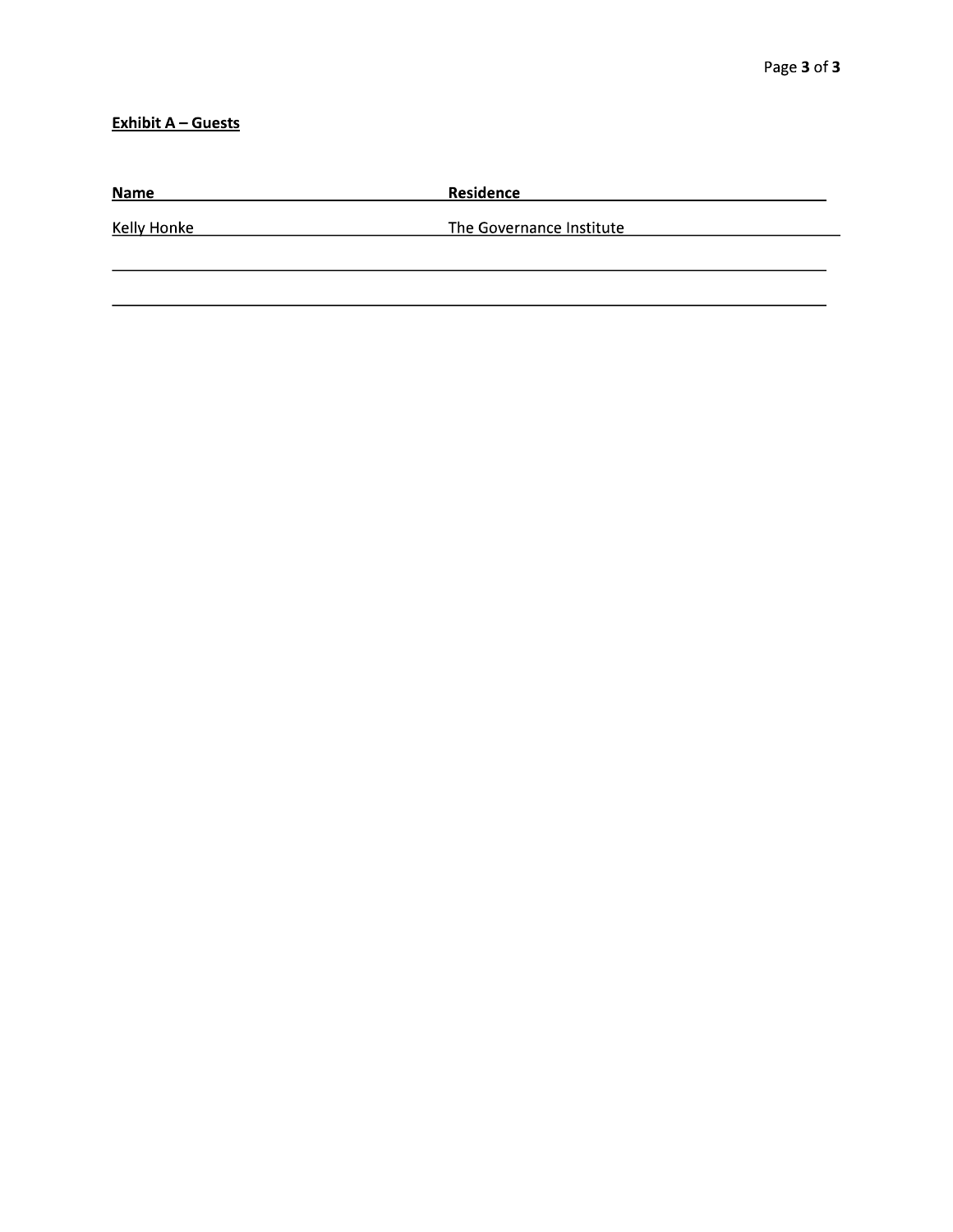**Exhibit A – Guests**

| Name | Residence |
| --- | --- |
| Kelly Honke | The Governance Institute |
| | |
| | |